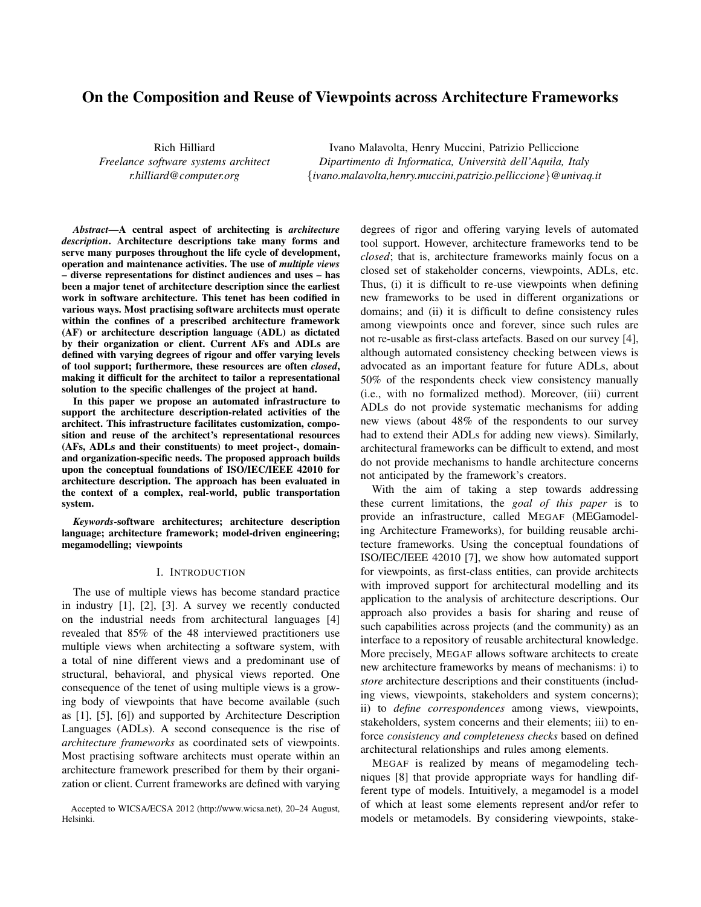# On the Composition and Reuse of Viewpoints across Architecture Frameworks

Rich Hilliard
*Freelance software systems architect*
*r.hilliard@computer.org*

Ivano Malavolta, Henry Muccini, Patrizio Pelliccione
*Dipartimento di Informatica, Università dell'Aquila, Italy*
*{ivano.malavolta,henry.muccini,patrizio.pelliccione}@univaq.it*

***Abstract*—A central aspect of architecting is *architecture description*. Architecture descriptions take many forms and serve many purposes throughout the life cycle of development, operation and maintenance activities. The use of *multiple views* – diverse representations for distinct audiences and uses – has been a major tenet of architecture description since the earliest work in software architecture. This tenet has been codified in various ways. Most practising software architects must operate within the confines of a prescribed architecture framework (AF) or architecture description language (ADL) as dictated by their organization or client. Current AFs and ADLs are defined with varying degrees of rigour and offer varying levels of tool support; furthermore, these resources are often *closed*, making it difficult for the architect to tailor a representational solution to the specific challenges of the project at hand.**

**In this paper we propose an automated infrastructure to support the architecture description-related activities of the architect. This infrastructure facilitates customization, composition and reuse of the architect's representational resources (AFs, ADLs and their constituents) to meet project-, domain- and organization-specific needs. The proposed approach builds upon the conceptual foundations of ISO/IEC/IEEE 42010 for architecture description. The approach has been evaluated in the context of a complex, real-world, public transportation system.**

***Keywords*-software architectures; architecture description language; architecture framework; model-driven engineering; megamodelling; viewpoints**

## I. Introduction

The use of multiple views has become standard practice in industry [1], [2], [3]. A survey we recently conducted on the industrial needs from architectural languages [4] revealed that 85% of the 48 interviewed practitioners use multiple views when architecting a software system, with a total of nine different views and a predominant use of structural, behavioral, and physical views reported. One consequence of the tenet of using multiple views is a growing body of viewpoints that have become available (such as [1], [5], [6]) and supported by Architecture Description Languages (ADLs). A second consequence is the rise of *architecture frameworks* as coordinated sets of viewpoints. Most practising software architects must operate within an architecture framework prescribed for them by their organization or client. Current frameworks are defined with varying degrees of rigor and offering varying levels of automated tool support. However, architecture frameworks tend to be *closed*; that is, architecture frameworks mainly focus on a closed set of stakeholder concerns, viewpoints, ADLs, etc. Thus, (i) it is difficult to re-use viewpoints when defining new frameworks to be used in different organizations or domains; and (ii) it is difficult to define consistency rules among viewpoints once and forever, since such rules are not re-usable as first-class artefacts. Based on our survey [4], although automated consistency checking between views is advocated as an important feature for future ADLs, about 50% of the respondents check view consistency manually (i.e., with no formalized method). Moreover, (iii) current ADLs do not provide systematic mechanisms for adding new views (about 48% of the respondents to our survey had to extend their ADLs for adding new views). Similarly, architectural frameworks can be difficult to extend, and most do not provide mechanisms to handle architecture concerns not anticipated by the framework's creators.

With the aim of taking a step towards addressing these current limitations, the *goal of this paper* is to provide an infrastructure, called MEGAF (MEGamodeling Architecture Frameworks), for building reusable architecture frameworks. Using the conceptual foundations of ISO/IEC/IEEE 42010 [7], we show how automated support for viewpoints, as first-class entities, can provide architects with improved support for architectural modelling and its application to the analysis of architecture descriptions. Our approach also provides a basis for sharing and reuse of such capabilities across projects (and the community) as an interface to a repository of reusable architectural knowledge. More precisely, MEGAF allows software architects to create new architecture frameworks by means of mechanisms: i) to *store* architecture descriptions and their constituents (including views, viewpoints, stakeholders and system concerns); ii) to *define correspondences* among views, viewpoints, stakeholders, system concerns and their elements; iii) to enforce *consistency and completeness checks* based on defined architectural relationships and rules among elements.

MEGAF is realized by means of megamodeling techniques [8] that provide appropriate ways for handling different type of models. Intuitively, a megamodel is a model of which at least some elements represent and/or refer to models or metamodels. By considering viewpoints, stake-

Accepted to WICSA/ECSA 2012 (http://www.wicsa.net), 20–24 August, Helsinki.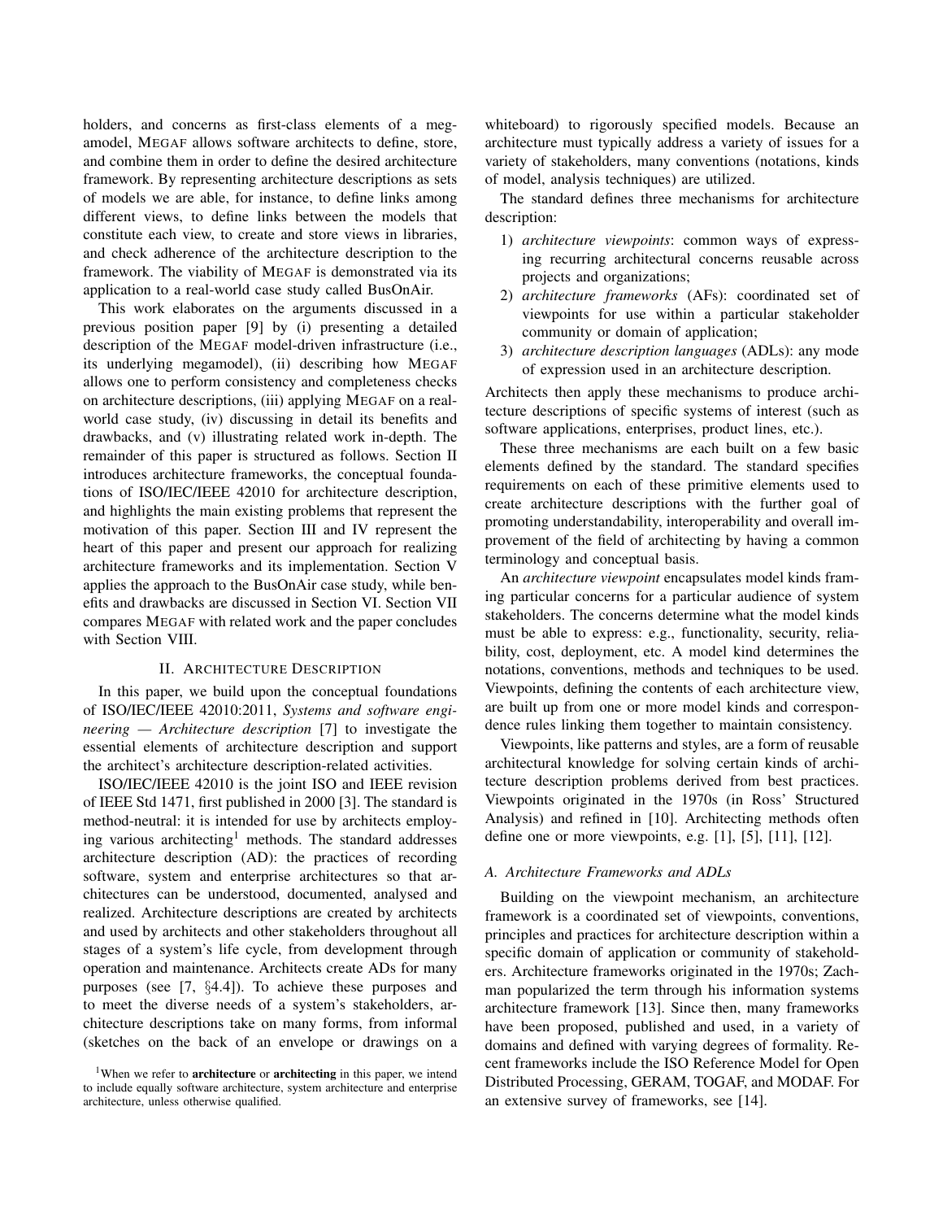holders, and concerns as first-class elements of a megamodel, MEGAF allows software architects to define, store, and combine them in order to define the desired architecture framework. By representing architecture descriptions as sets of models we are able, for instance, to define links among different views, to define links between the models that constitute each view, to create and store views in libraries, and check adherence of the architecture description to the framework. The viability of MEGAF is demonstrated via its application to a real-world case study called BusOnAir.

This work elaborates on the arguments discussed in a previous position paper [9] by (i) presenting a detailed description of the MEGAF model-driven infrastructure (i.e., its underlying megamodel), (ii) describing how MEGAF allows one to perform consistency and completeness checks on architecture descriptions, (iii) applying MEGAF on a real-world case study, (iv) discussing in detail its benefits and drawbacks, and (v) illustrating related work in-depth. The remainder of this paper is structured as follows. Section II introduces architecture frameworks, the conceptual foundations of ISO/IEC/IEEE 42010 for architecture description, and highlights the main existing problems that represent the motivation of this paper. Section III and IV represent the heart of this paper and present our approach for realizing architecture frameworks and its implementation. Section V applies the approach to the BusOnAir case study, while benefits and drawbacks are discussed in Section VI. Section VII compares MEGAF with related work and the paper concludes with Section VIII.

## II. Architecture Description

In this paper, we build upon the conceptual foundations of ISO/IEC/IEEE 42010:2011, *Systems and software engineering — Architecture description* [7] to investigate the essential elements of architecture description and support the architect's architecture description-related activities.

ISO/IEC/IEEE 42010 is the joint ISO and IEEE revision of IEEE Std 1471, first published in 2000 [3]. The standard is method-neutral: it is intended for use by architects employing various architecting[1] methods. The standard addresses architecture description (AD): the practices of recording software, system and enterprise architectures so that architectures can be understood, documented, analysed and realized. Architecture descriptions are created by architects and used by architects and other stakeholders throughout all stages of a system's life cycle, from development through operation and maintenance. Architects create ADs for many purposes (see [7, §4.4]). To achieve these purposes and to meet the diverse needs of a system's stakeholders, architecture descriptions take on many forms, from informal (sketches on the back of an envelope or drawings on a whiteboard) to rigorously specified models. Because an architecture must typically address a variety of issues for a variety of stakeholders, many conventions (notations, kinds of model, analysis techniques) are utilized.

[1] When we refer to **architecture** or **architecting** in this paper, we intend to include equally software architecture, system architecture and enterprise architecture, unless otherwise qualified.

The standard defines three mechanisms for architecture description:

1) *architecture viewpoints*: common ways of expressing recurring architectural concerns reusable across projects and organizations;
2) *architecture frameworks* (AFs): coordinated set of viewpoints for use within a particular stakeholder community or domain of application;
3) *architecture description languages* (ADLs): any mode of expression used in an architecture description.

Architects then apply these mechanisms to produce architecture descriptions of specific systems of interest (such as software applications, enterprises, product lines, etc.).

These three mechanisms are each built on a few basic elements defined by the standard. The standard specifies requirements on each of these primitive elements used to create architecture descriptions with the further goal of promoting understandability, interoperability and overall improvement of the field of architecting by having a common terminology and conceptual basis.

An *architecture viewpoint* encapsulates model kinds framing particular concerns for a particular audience of system stakeholders. The concerns determine what the model kinds must be able to express: e.g., functionality, security, reliability, cost, deployment, etc. A model kind determines the notations, conventions, methods and techniques to be used. Viewpoints, defining the contents of each architecture view, are built up from one or more model kinds and correspondence rules linking them together to maintain consistency.

Viewpoints, like patterns and styles, are a form of reusable architectural knowledge for solving certain kinds of architecture description problems derived from best practices. Viewpoints originated in the 1970s (in Ross' Structured Analysis) and refined in [10]. Architecting methods often define one or more viewpoints, e.g. [1], [5], [11], [12].

### A. Architecture Frameworks and ADLs

Building on the viewpoint mechanism, an architecture framework is a coordinated set of viewpoints, conventions, principles and practices for architecture description within a specific domain of application or community of stakeholders. Architecture frameworks originated in the 1970s; Zachman popularized the term through his information systems architecture framework [13]. Since then, many frameworks have been proposed, published and used, in a variety of domains and defined with varying degrees of formality. Recent frameworks include the ISO Reference Model for Open Distributed Processing, GERAM, TOGAF, and MODAF. For an extensive survey of frameworks, see [14].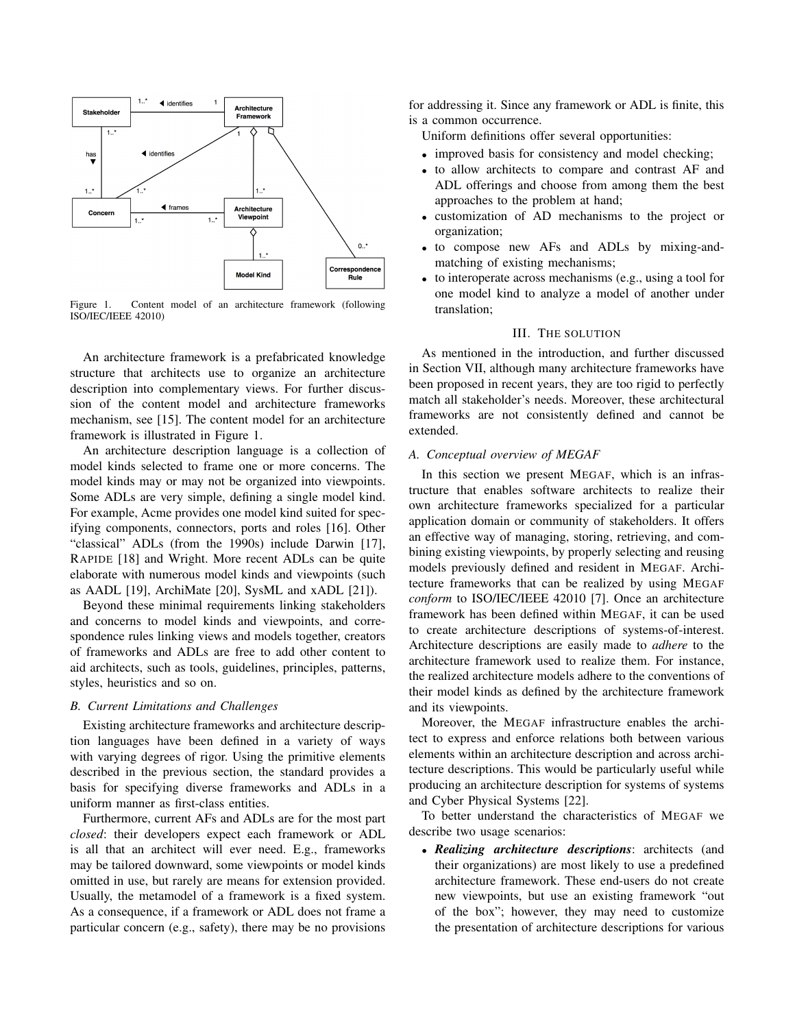Figure 1. Content model of an architecture framework (following ISO/IEC/IEEE 42010)

An architecture framework is a prefabricated knowledge structure that architects use to organize an architecture description into complementary views. For further discussion of the content model and architecture frameworks mechanism, see [15]. The content model for an architecture framework is illustrated in Figure 1.

An architecture description language is a collection of model kinds selected to frame one or more concerns. The model kinds may or may not be organized into viewpoints. Some ADLs are very simple, defining a single model kind. For example, Acme provides one model kind suited for specifying components, connectors, ports and roles [16]. Other "classical" ADLs (from the 1990s) include Darwin [17], RAPIDE [18] and Wright. More recent ADLs can be quite elaborate with numerous model kinds and viewpoints (such as AADL [19], ArchiMate [20], SysML and xADL [21]).

Beyond these minimal requirements linking stakeholders and concerns to model kinds and viewpoints, and correspondence rules linking views and models together, creators of frameworks and ADLs are free to add other content to aid architects, such as tools, guidelines, principles, patterns, styles, heuristics and so on.

### B. Current Limitations and Challenges

Existing architecture frameworks and architecture description languages have been defined in a variety of ways with varying degrees of rigor. Using the primitive elements described in the previous section, the standard provides a basis for specifying diverse frameworks and ADLs in a uniform manner as first-class entities.

Furthermore, current AFs and ADLs are for the most part *closed*: their developers expect each framework or ADL is all that an architect will ever need. E.g., frameworks may be tailored downward, some viewpoints or model kinds omitted in use, but rarely are means for extension provided. Usually, the metamodel of a framework is a fixed system. As a consequence, if a framework or ADL does not frame a particular concern (e.g., safety), there may be no provisions for addressing it. Since any framework or ADL is finite, this is a common occurrence.

Uniform definitions offer several opportunities:

- improved basis for consistency and model checking;
- to allow architects to compare and contrast AF and ADL offerings and choose from among them the best approaches to the problem at hand;
- customization of AD mechanisms to the project or organization;
- to compose new AFs and ADLs by mixing-and-matching of existing mechanisms;
- to interoperate across mechanisms (e.g., using a tool for one model kind to analyze a model of another under translation;

## III. The Solution

As mentioned in the introduction, and further discussed in Section VII, although many architecture frameworks have been proposed in recent years, they are too rigid to perfectly match all stakeholder's needs. Moreover, these architectural frameworks are not consistently defined and cannot be extended.

### A. Conceptual overview of MEGAF

In this section we present MEGAF, which is an infrastructure that enables software architects to realize their own architecture frameworks specialized for a particular application domain or community of stakeholders. It offers an effective way of managing, storing, retrieving, and combining existing viewpoints, by properly selecting and reusing models previously defined and resident in MEGAF. Architecture frameworks that can be realized by using MEGAF *conform* to ISO/IEC/IEEE 42010 [7]. Once an architecture framework has been defined within MEGAF, it can be used to create architecture descriptions of systems-of-interest. Architecture descriptions are easily made to *adhere* to the architecture framework used to realize them. For instance, the realized architecture models adhere to the conventions of their model kinds as defined by the architecture framework and its viewpoints.

Moreover, the MEGAF infrastructure enables the architect to express and enforce relations both between various elements within an architecture description and across architecture descriptions. This would be particularly useful while producing an architecture description for systems of systems and Cyber Physical Systems [22].

To better understand the characteristics of MEGAF we describe two usage scenarios:

- ***Realizing architecture descriptions***: architects (and their organizations) are most likely to use a predefined architecture framework. These end-users do not create new viewpoints, but use an existing framework "out of the box"; however, they may need to customize the presentation of architecture descriptions for various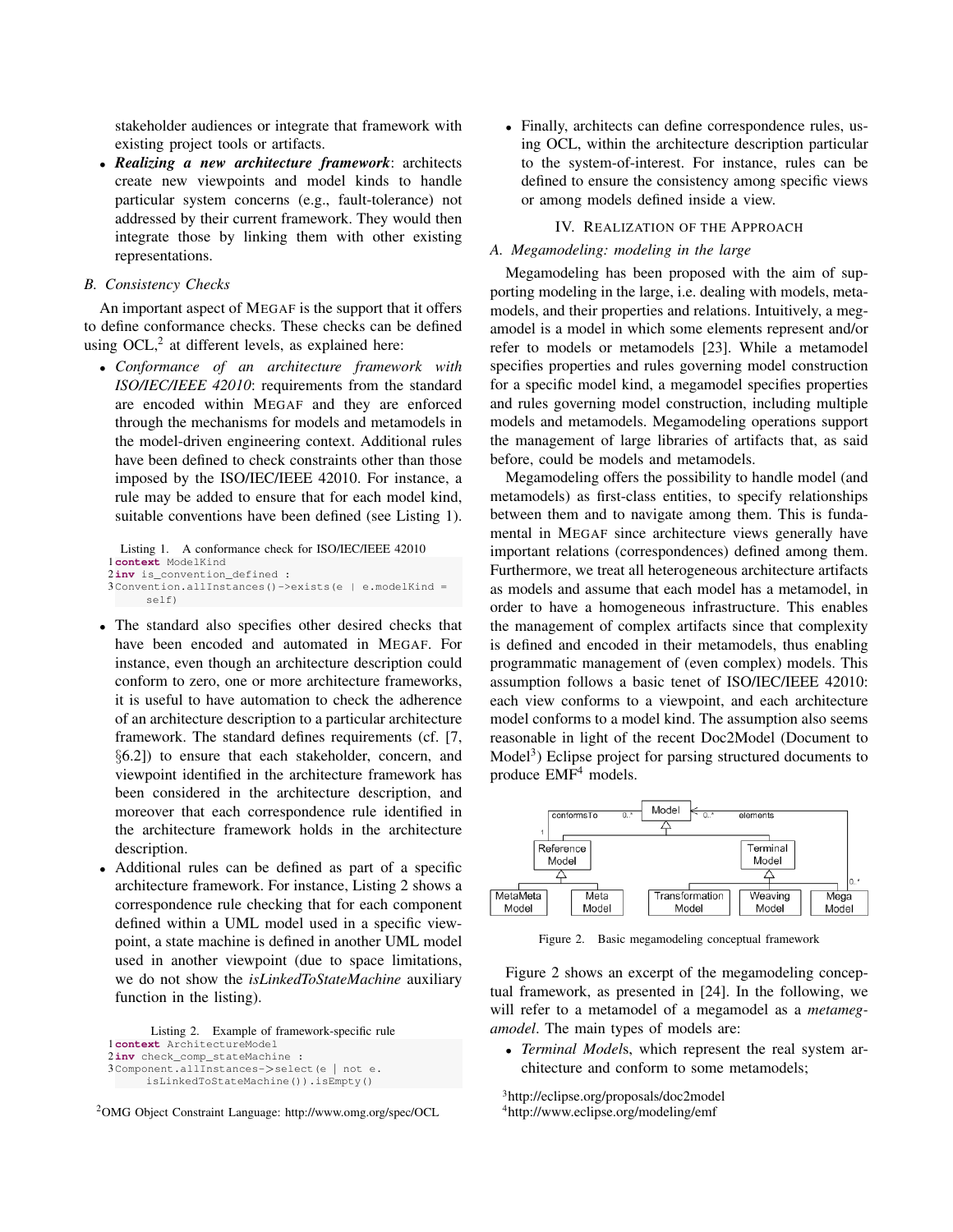stakeholder audiences or integrate that framework with existing project tools or artifacts.

- ***Realizing a new architecture framework***: architects create new viewpoints and model kinds to handle particular system concerns (e.g., fault-tolerance) not addressed by their current framework. They would then integrate those by linking them with other existing representations.

### B. Consistency Checks

An important aspect of MEGAF is the support that it offers to define conformance checks. These checks can be defined using OCL,[2] at different levels, as explained here:

- *Conformance of an architecture framework with ISO/IEC/IEEE 42010*: requirements from the standard are encoded within MEGAF and they are enforced through the mechanisms for models and metamodels in the model-driven engineering context. Additional rules have been defined to check constraints other than those imposed by the ISO/IEC/IEEE 42010. For instance, a rule may be added to ensure that for each model kind, suitable conventions have been defined (see Listing 1).

Listing 1. A conformance check for ISO/IEC/IEEE 42010

```
1 context ModelKind
2 inv is_convention_defined :
3 Convention.allInstances()->exists(e | e.modelKind =
      self)
```

- The standard also specifies other desired checks that have been encoded and automated in MEGAF. For instance, even though an architecture description could conform to zero, one or more architecture frameworks, it is useful to have automation to check the adherence of an architecture description to a particular architecture framework. The standard defines requirements (cf. [7, §6.2]) to ensure that each stakeholder, concern, and viewpoint identified in the architecture framework has been considered in the architecture description, and moreover that each correspondence rule identified in the architecture framework holds in the architecture description.
- Additional rules can be defined as part of a specific architecture framework. For instance, Listing 2 shows a correspondence rule checking that for each component defined within a UML model used in a specific viewpoint, a state machine is defined in another UML model used in another viewpoint (due to space limitations, we do not show the *isLinkedToStateMachine* auxiliary function in the listing).

Listing 2. Example of framework-specific rule

```
1 context ArchitectureModel
2 inv check_comp_stateMachine :
3 Component.allInstances->select(e | not e.
      isLinkedToStateMachine()).isEmpty()
```

- Finally, architects can define correspondence rules, using OCL, within the architecture description particular to the system-of-interest. For instance, rules can be defined to ensure the consistency among specific views or among models defined inside a view.

## IV. REALIZATION OF THE APPROACH

### A. Megamodeling: modeling in the large

Megamodeling has been proposed with the aim of supporting modeling in the large, i.e. dealing with models, metamodels, and their properties and relations. Intuitively, a megamodel is a model in which some elements represent and/or refer to models or metamodels [23]. While a metamodel specifies properties and rules governing model construction for a specific model kind, a megamodel specifies properties and rules governing model construction, including multiple models and metamodels. Megamodeling operations support the management of large libraries of artifacts that, as said before, could be models and metamodels.

Megamodeling offers the possibility to handle model (and metamodels) as first-class entities, to specify relationships between them and to navigate among them. This is fundamental in MEGAF since architecture views generally have important relations (correspondences) defined among them. Furthermore, we treat all heterogeneous architecture artifacts as models and assume that each model has a metamodel, in order to have a homogeneous infrastructure. This enables the management of complex artifacts since that complexity is defined and encoded in their metamodels, thus enabling programmatic management of (even complex) models. This assumption follows a basic tenet of ISO/IEC/IEEE 42010: each view conforms to a viewpoint, and each architecture model conforms to a model kind. The assumption also seems reasonable in light of the recent Doc2Model (Document to Model[3]) Eclipse project for parsing structured documents to produce EMF[4] models.

Figure 2. Basic megamodeling conceptual framework

Figure 2 shows an excerpt of the megamodeling conceptual framework, as presented in [24]. In the following, we will refer to a metamodel of a megamodel as a *metamegamodel*. The main types of models are:

- *Terminal Models*, which represent the real system architecture and conform to some metamodels;

[2]OMG Object Constraint Language: http://www.omg.org/spec/OCL

[3]http://eclipse.org/proposals/doc2model

[4]http://www.eclipse.org/modeling/emf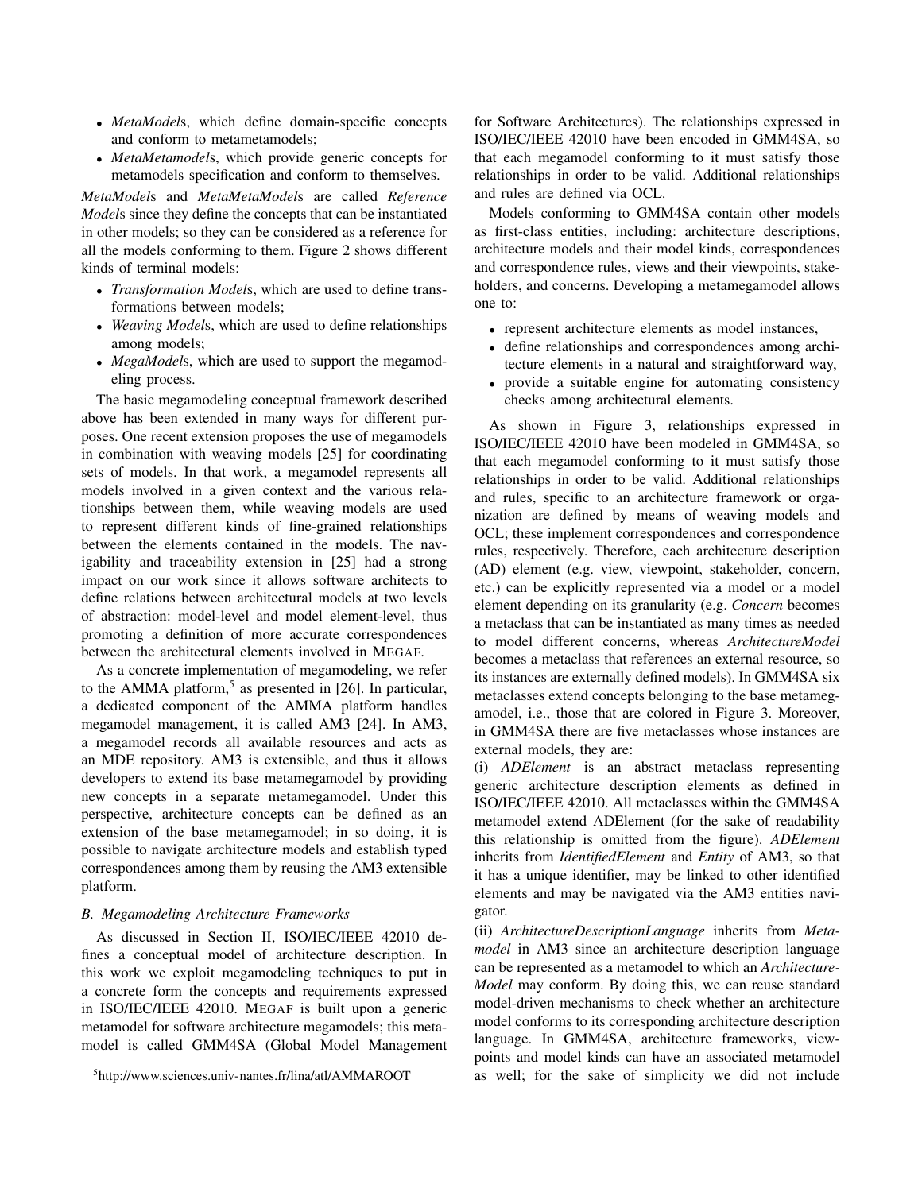- *MetaModel*s, which define domain-specific concepts and conform to metametamodels;
- *MetaMetamodel*s, which provide generic concepts for metamodels specification and conform to themselves.

*MetaModel*s and *MetaMetaModel*s are called *Reference Model*s since they define the concepts that can be instantiated in other models; so they can be considered as a reference for all the models conforming to them. Figure 2 shows different kinds of terminal models:

- *Transformation Model*s, which are used to define transformations between models;
- *Weaving Model*s, which are used to define relationships among models;
- *MegaModel*s, which are used to support the megamodeling process.

The basic megamodeling conceptual framework described above has been extended in many ways for different purposes. One recent extension proposes the use of megamodels in combination with weaving models [25] for coordinating sets of models. In that work, a megamodel represents all models involved in a given context and the various relationships between them, while weaving models are used to represent different kinds of fine-grained relationships between the elements contained in the models. The navigability and traceability extension in [25] had a strong impact on our work since it allows software architects to define relations between architectural models at two levels of abstraction: model-level and model element-level, thus promoting a definition of more accurate correspondences between the architectural elements involved in MEGAF.

As a concrete implementation of megamodeling, we refer to the AMMA platform,[5] as presented in [26]. In particular, a dedicated component of the AMMA platform handles megamodel management, it is called AM3 [24]. In AM3, a megamodel records all available resources and acts as an MDE repository. AM3 is extensible, and thus it allows developers to extend its base metamegamodel by providing new concepts in a separate metamegamodel. Under this perspective, architecture concepts can be defined as an extension of the base metamegamodel; in so doing, it is possible to navigate architecture models and establish typed correspondences among them by reusing the AM3 extensible platform.

### B. Megamodeling Architecture Frameworks

As discussed in Section II, ISO/IEC/IEEE 42010 defines a conceptual model of architecture description. In this work we exploit megamodeling techniques to put in a concrete form the concepts and requirements expressed in ISO/IEC/IEEE 42010. MEGAF is built upon a generic metamodel for software architecture megamodels; this metamodel is called GMM4SA (Global Model Management for Software Architectures). The relationships expressed in ISO/IEC/IEEE 42010 have been encoded in GMM4SA, so that each megamodel conforming to it must satisfy those relationships in order to be valid. Additional relationships and rules are defined via OCL.

Models conforming to GMM4SA contain other models as first-class entities, including: architecture descriptions, architecture models and their model kinds, correspondences and correspondence rules, views and their viewpoints, stakeholders, and concerns. Developing a metamegamodel allows one to:

- represent architecture elements as model instances,
- define relationships and correspondences among architecture elements in a natural and straightforward way,
- provide a suitable engine for automating consistency checks among architectural elements.

As shown in Figure 3, relationships expressed in ISO/IEC/IEEE 42010 have been modeled in GMM4SA, so that each megamodel conforming to it must satisfy those relationships in order to be valid. Additional relationships and rules, specific to an architecture framework or organization are defined by means of weaving models and OCL; these implement correspondences and correspondence rules, respectively. Therefore, each architecture description (AD) element (e.g. view, viewpoint, stakeholder, concern, etc.) can be explicitly represented via a model or a model element depending on its granularity (e.g. *Concern* becomes a metaclass that can be instantiated as many times as needed to model different concerns, whereas *ArchitectureModel* becomes a metaclass that references an external resource, so its instances are externally defined models). In GMM4SA six metaclasses extend concepts belonging to the base metamegamodel, i.e., those that are colored in Figure 3. Moreover, in GMM4SA there are five metaclasses whose instances are external models, they are:

(i) *ADElement* is an abstract metaclass representing generic architecture description elements as defined in ISO/IEC/IEEE 42010. All metaclasses within the GMM4SA metamodel extend ADElement (for the sake of readability this relationship is omitted from the figure). *ADElement* inherits from *IdentifiedElement* and *Entity* of AM3, so that it has a unique identifier, may be linked to other identified elements and may be navigated via the AM3 entities navigator.

(ii) *ArchitectureDescriptionLanguage* inherits from *Metamodel* in AM3 since an architecture description language can be represented as a metamodel to which an *ArchitectureModel* may conform. By doing this, we can reuse standard model-driven mechanisms to check whether an architecture model conforms to its corresponding architecture description language. In GMM4SA, architecture frameworks, viewpoints and model kinds can have an associated metamodel as well; for the sake of simplicity we did not include

[5] http://www.sciences.univ-nantes.fr/lina/atl/AMMAROOT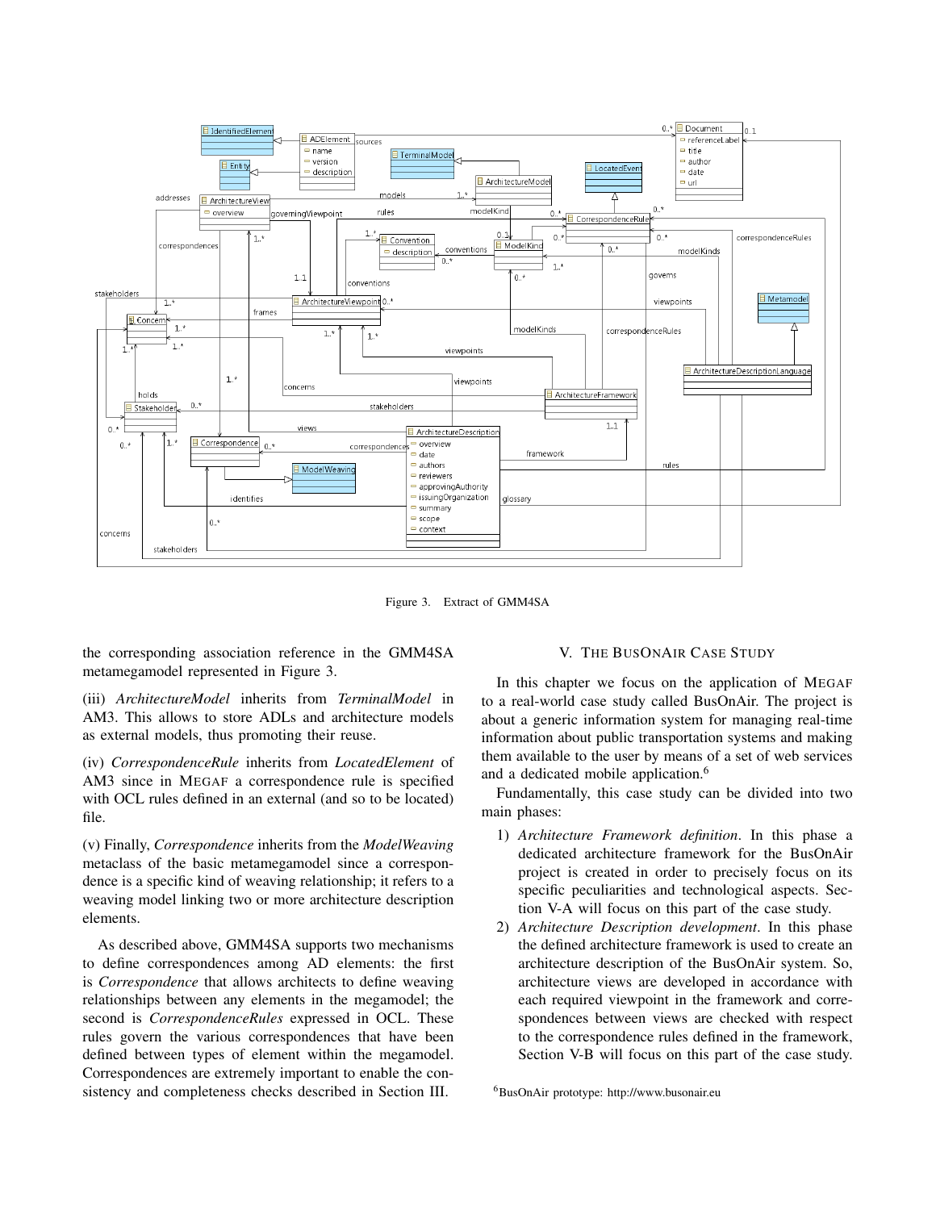Figure 3. Extract of GMM4SA

the corresponding association reference in the GMM4SA metamegamodel represented in Figure 3.

(iii) *ArchitectureModel* inherits from *TerminalModel* in AM3. This allows to store ADLs and architecture models as external models, thus promoting their reuse.

(iv) *CorrespondenceRule* inherits from *LocatedElement* of AM3 since in MEGAF a correspondence rule is specified with OCL rules defined in an external (and so to be located) file.

(v) Finally, *Correspondence* inherits from the *ModelWeaving* metaclass of the basic metamegamodel since a correspondence is a specific kind of weaving relationship; it refers to a weaving model linking two or more architecture description elements.

As described above, GMM4SA supports two mechanisms to define correspondences among AD elements: the first is *Correspondence* that allows architects to define weaving relationships between any elements in the megamodel; the second is *CorrespondenceRules* expressed in OCL. These rules govern the various correspondences that have been defined between types of element within the megamodel. Correspondences are extremely important to enable the consistency and completeness checks described in Section III.

## V. The BusOnAir Case Study

In this chapter we focus on the application of MEGAF to a real-world case study called BusOnAir. The project is about a generic information system for managing real-time information about public transportation systems and making them available to the user by means of a set of web services and a dedicated mobile application.[6]

Fundamentally, this case study can be divided into two main phases:

1) *Architecture Framework definition*. In this phase a dedicated architecture framework for the BusOnAir project is created in order to precisely focus on its specific peculiarities and technological aspects. Section V-A will focus on this part of the case study.
2) *Architecture Description development*. In this phase the defined architecture framework is used to create an architecture description of the BusOnAir system. So, architecture views are developed in accordance with each required viewpoint in the framework and correspondences between views are checked with respect to the correspondence rules defined in the framework, Section V-B will focus on this part of the case study.

[6] BusOnAir prototype: http://www.busonair.eu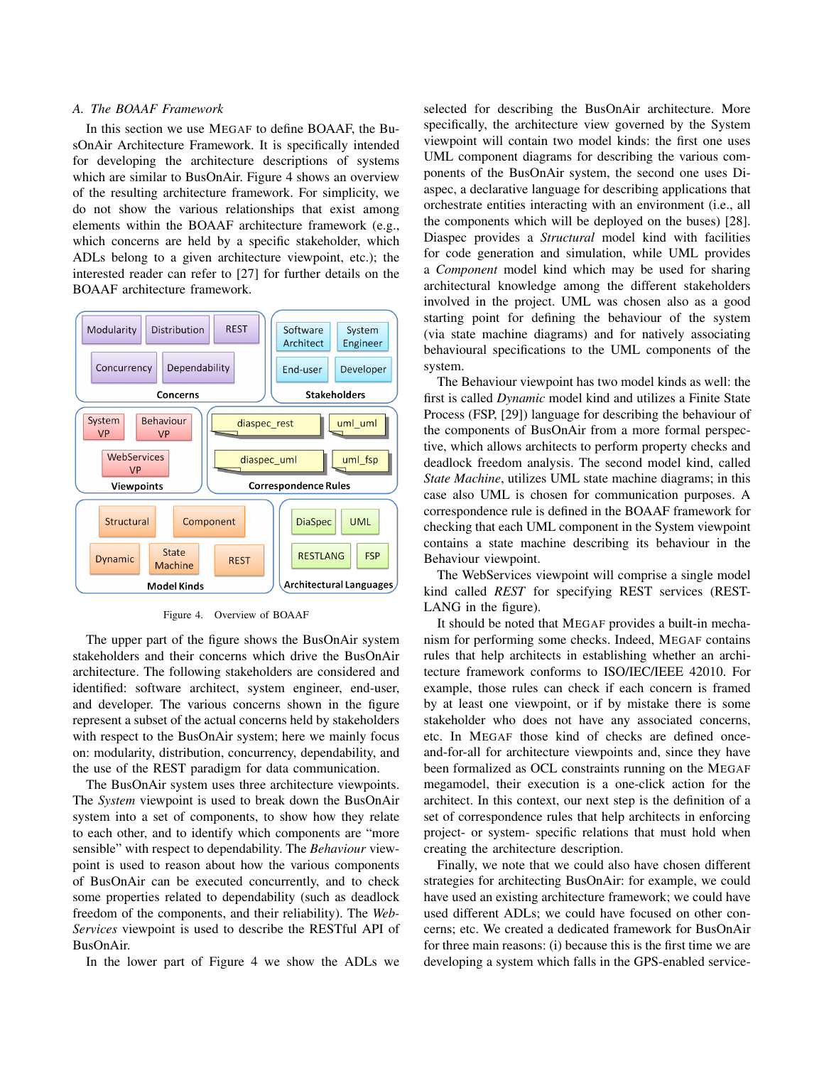### A. The BOAAF Framework

In this section we use MEGAF to define BOAAF, the BusOnAir Architecture Framework. It is specifically intended for developing the architecture descriptions of systems which are similar to BusOnAir. Figure 4 shows an overview of the resulting architecture framework. For simplicity, we do not show the various relationships that exist among elements within the BOAAF architecture framework (e.g., which concerns are held by a specific stakeholder, which ADLs belong to a given architecture viewpoint, etc.); the interested reader can refer to [27] for further details on the BOAAF architecture framework.

Modularity
Distribution
REST
Concurrency
Dependability
Concerns

Software Architect
System Engineer
End-user
Developer
Stakeholders

System VP
Behaviour VP
WebServices VP
Viewpoints

diaspec_rest
uml_uml
diaspec_uml
uml_fsp
Correspondence Rules

Structural
Component
Dynamic
State Machine
REST
Model Kinds

DiaSpec
UML
RESTLANG
FSP
Architectural Languages

Figure 4. Overview of BOAAF

The upper part of the figure shows the BusOnAir system stakeholders and their concerns which drive the BusOnAir architecture. The following stakeholders are considered and identified: software architect, system engineer, end-user, and developer. The various concerns shown in the figure represent a subset of the actual concerns held by stakeholders with respect to the BusOnAir system; here we mainly focus on: modularity, distribution, concurrency, dependability, and the use of the REST paradigm for data communication.

The BusOnAir system uses three architecture viewpoints. The *System* viewpoint is used to break down the BusOnAir system into a set of components, to show how they relate to each other, and to identify which components are "more sensible" with respect to dependability. The *Behaviour* viewpoint is used to reason about how the various components of BusOnAir can be executed concurrently, and to check some properties related to dependability (such as deadlock freedom of the components, and their reliability). The *WebServices* viewpoint is used to describe the RESTful API of BusOnAir.

In the lower part of Figure 4 we show the ADLs we selected for describing the BusOnAir architecture. More specifically, the architecture view governed by the System viewpoint will contain two model kinds: the first one uses UML component diagrams for describing the various components of the BusOnAir system, the second one uses Diaspec, a declarative language for describing applications that orchestrate entities interacting with an environment (i.e., all the components which will be deployed on the buses) [28]. Diaspec provides a *Structural* model kind with facilities for code generation and simulation, while UML provides a *Component* model kind which may be used for sharing architectural knowledge among the different stakeholders involved in the project. UML was chosen also as a good starting point for defining the behaviour of the system (via state machine diagrams) and for natively associating behavioural specifications to the UML components of the system.

The Behaviour viewpoint has two model kinds as well: the first is called *Dynamic* model kind and utilizes a Finite State Process (FSP, [29]) language for describing the behaviour of the components of BusOnAir from a more formal perspective, which allows architects to perform property checks and deadlock freedom analysis. The second model kind, called *State Machine*, utilizes UML state machine diagrams; in this case also UML is chosen for communication purposes. A correspondence rule is defined in the BOAAF framework for checking that each UML component in the System viewpoint contains a state machine describing its behaviour in the Behaviour viewpoint.

The WebServices viewpoint will comprise a single model kind called *REST* for specifying REST services (RESTLANG in the figure).

It should be noted that MEGAF provides a built-in mechanism for performing some checks. Indeed, MEGAF contains rules that help architects in establishing whether an architecture framework conforms to ISO/IEC/IEEE 42010. For example, those rules can check if each concern is framed by at least one viewpoint, or if by mistake there is some stakeholder who does not have any associated concerns, etc. In MEGAF those kind of checks are defined once-and-for-all for architecture viewpoints and, since they have been formalized as OCL constraints running on the MEGAF megamodel, their execution is a one-click action for the architect. In this context, our next step is the definition of a set of correspondence rules that help architects in enforcing project- or system- specific relations that must hold when creating the architecture description.

Finally, we note that we could also have chosen different strategies for architecting BusOnAir: for example, we could have used an existing architecture framework; we could have used different ADLs; we could have focused on other concerns; etc. We created a dedicated framework for BusOnAir for three main reasons: (i) because this is the first time we are developing a system which falls in the GPS-enabled service-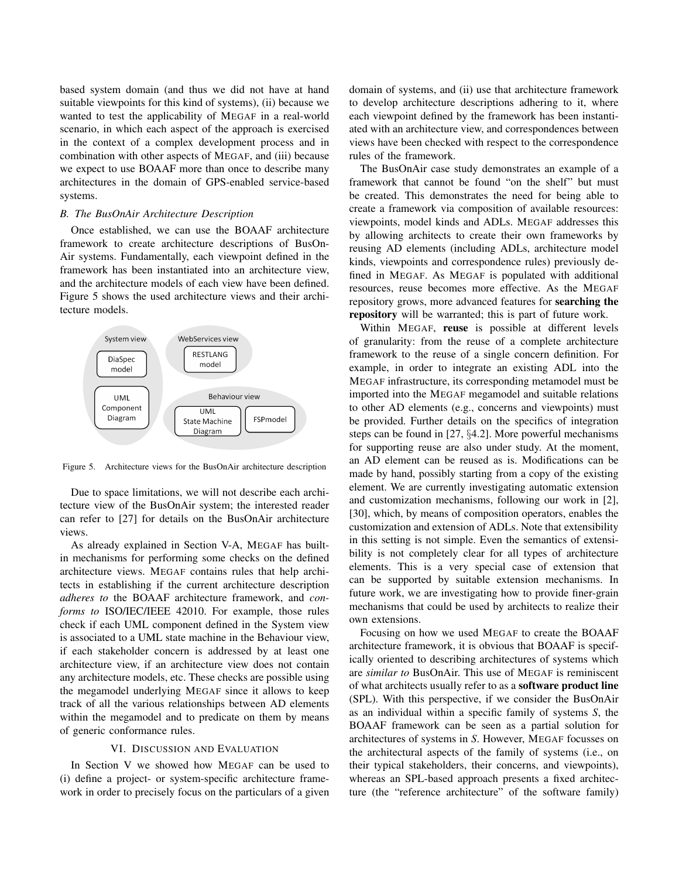based system domain (and thus we did not have at hand suitable viewpoints for this kind of systems), (ii) because we wanted to test the applicability of MEGAF in a real-world scenario, in which each aspect of the approach is exercised in the context of a complex development process and in combination with other aspects of MEGAF, and (iii) because we expect to use BOAAF more than once to describe many architectures in the domain of GPS-enabled service-based systems.

### B. The BusOnAir Architecture Description

Once established, we can use the BOAAF architecture framework to create architecture descriptions of BusOnAir systems. Fundamentally, each viewpoint defined in the framework has been instantiated into an architecture view, and the architecture models of each view have been defined. Figure 5 shows the used architecture views and their architecture models.

Figure 5. Architecture views for the BusOnAir architecture description

Due to space limitations, we will not describe each architecture view of the BusOnAir system; the interested reader can refer to [27] for details on the BusOnAir architecture views.

As already explained in Section V-A, MEGAF has built-in mechanisms for performing some checks on the defined architecture views. MEGAF contains rules that help architects in establishing if the current architecture description *adheres to* the BOAAF architecture framework, and *conforms to* ISO/IEC/IEEE 42010. For example, those rules check if each UML component defined in the System view is associated to a UML state machine in the Behaviour view, if each stakeholder concern is addressed by at least one architecture view, if an architecture view does not contain any architecture models, etc. These checks are possible using the megamodel underlying MEGAF since it allows to keep track of all the various relationships between AD elements within the megamodel and to predicate on them by means of generic conformance rules.

## VI. DISCUSSION AND EVALUATION

In Section V we showed how MEGAF can be used to (i) define a project- or system-specific architecture framework in order to precisely focus on the particulars of a given domain of systems, and (ii) use that architecture framework to develop architecture descriptions adhering to it, where each viewpoint defined by the framework has been instantiated with an architecture view, and correspondences between views have been checked with respect to the correspondence rules of the framework.

The BusOnAir case study demonstrates an example of a framework that cannot be found "on the shelf" but must be created. This demonstrates the need for being able to create a framework via composition of available resources: viewpoints, model kinds and ADLs. MEGAF addresses this by allowing architects to create their own frameworks by reusing AD elements (including ADLs, architecture model kinds, viewpoints and correspondence rules) previously defined in MEGAF. As MEGAF is populated with additional resources, reuse becomes more effective. As the MEGAF repository grows, more advanced features for **searching the repository** will be warranted; this is part of future work.

Within MEGAF, **reuse** is possible at different levels of granularity: from the reuse of a complete architecture framework to the reuse of a single concern definition. For example, in order to integrate an existing ADL into the MEGAF infrastructure, its corresponding metamodel must be imported into the MEGAF megamodel and suitable relations to other AD elements (e.g., concerns and viewpoints) must be provided. Further details on the specifics of integration steps can be found in [27, §4.2]. More powerful mechanisms for supporting reuse are also under study. At the moment, an AD element can be reused as is. Modifications can be made by hand, possibly starting from a copy of the existing element. We are currently investigating automatic extension and customization mechanisms, following our work in [2], [30], which, by means of composition operators, enables the customization and extension of ADLs. Note that extensibility in this setting is not simple. Even the semantics of extensibility is not completely clear for all types of architecture elements. This is a very special case of extension that can be supported by suitable extension mechanisms. In future work, we are investigating how to provide finer-grain mechanisms that could be used by architects to realize their own extensions.

Focusing on how we used MEGAF to create the BOAAF architecture framework, it is obvious that BOAAF is specifically oriented to describing architectures of systems which are *similar to* BusOnAir. This use of MEGAF is reminiscent of what architects usually refer to as a **software product line** (SPL). With this perspective, if we consider the BusOnAir as an individual within a specific family of systems *S*, the BOAAF framework can be seen as a partial solution for architectures of systems in *S*. However, MEGAF focusses on the architectural aspects of the family of systems (i.e., on their typical stakeholders, their concerns, and viewpoints), whereas an SPL-based approach presents a fixed architecture (the "reference architecture" of the software family)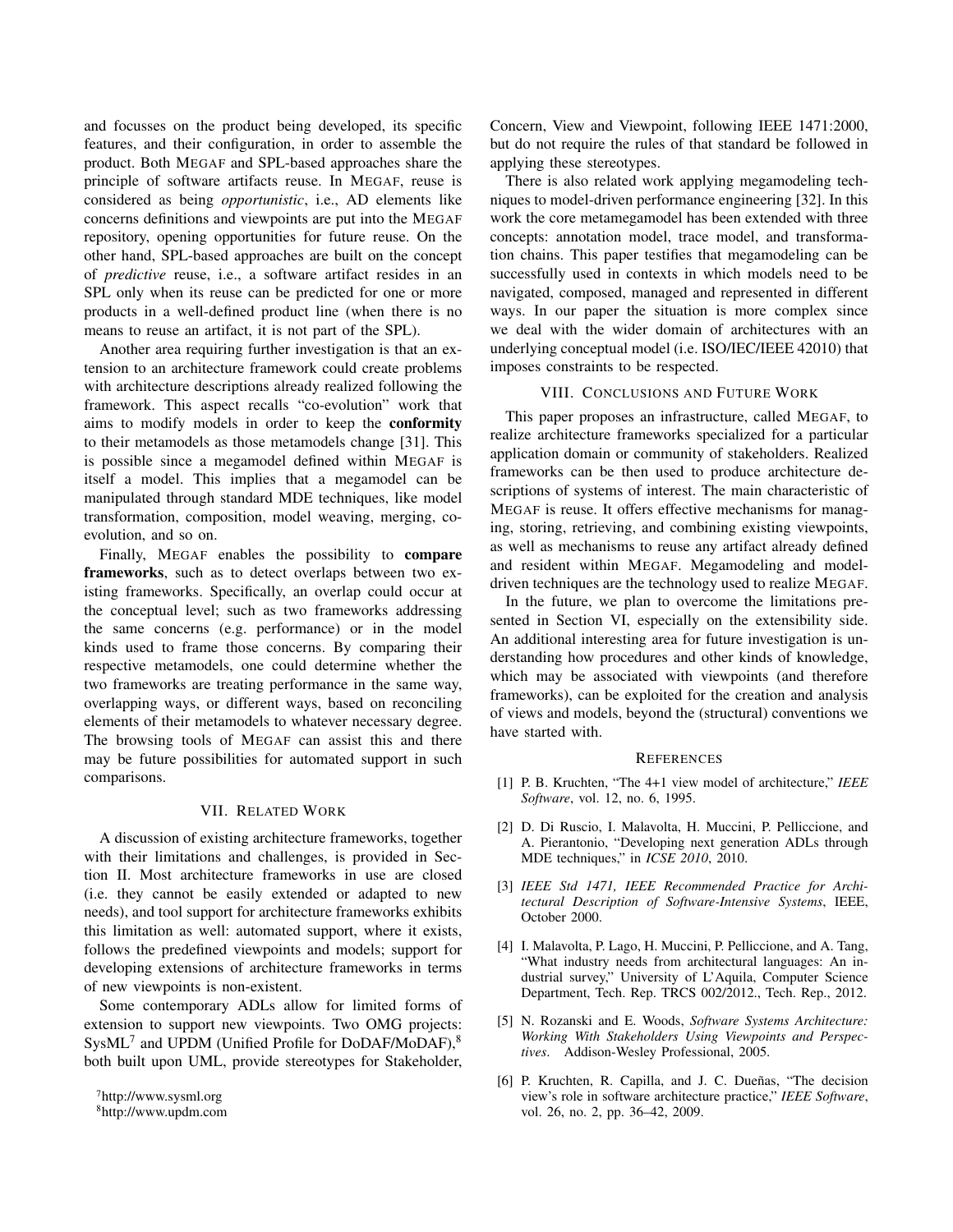and focusses on the product being developed, its specific features, and their configuration, in order to assemble the product. Both MEGAF and SPL-based approaches share the principle of software artifacts reuse. In MEGAF, reuse is considered as being *opportunistic*, i.e., AD elements like concerns definitions and viewpoints are put into the MEGAF repository, opening opportunities for future reuse. On the other hand, SPL-based approaches are built on the concept of *predictive* reuse, i.e., a software artifact resides in an SPL only when its reuse can be predicted for one or more products in a well-defined product line (when there is no means to reuse an artifact, it is not part of the SPL).

Another area requiring further investigation is that an extension to an architecture framework could create problems with architecture descriptions already realized following the framework. This aspect recalls "co-evolution" work that aims to modify models in order to keep the **conformity** to their metamodels as those metamodels change [31]. This is possible since a megamodel defined within MEGAF is itself a model. This implies that a megamodel can be manipulated through standard MDE techniques, like model transformation, composition, model weaving, merging, co-evolution, and so on.

Finally, MEGAF enables the possibility to **compare frameworks**, such as to detect overlaps between two existing frameworks. Specifically, an overlap could occur at the conceptual level; such as two frameworks addressing the same concerns (e.g. performance) or in the model kinds used to frame those concerns. By comparing their respective metamodels, one could determine whether the two frameworks are treating performance in the same way, overlapping ways, or different ways, based on reconciling elements of their metamodels to whatever necessary degree. The browsing tools of MEGAF can assist this and there may be future possibilities for automated support in such comparisons.

## VII. Related Work

A discussion of existing architecture frameworks, together with their limitations and challenges, is provided in Section II. Most architecture frameworks in use are closed (i.e. they cannot be easily extended or adapted to new needs), and tool support for architecture frameworks exhibits this limitation as well: automated support, where it exists, follows the predefined viewpoints and models; support for developing extensions of architecture frameworks in terms of new viewpoints is non-existent.

Some contemporary ADLs allow for limited forms of extension to support new viewpoints. Two OMG projects: SysML[7] and UPDM (Unified Profile for DoDAF/MoDAF),[8] both built upon UML, provide stereotypes for Stakeholder, Concern, View and Viewpoint, following IEEE 1471:2000, but do not require the rules of that standard be followed in applying these stereotypes.

There is also related work applying megamodeling techniques to model-driven performance engineering [32]. In this work the core metamegamodel has been extended with three concepts: annotation model, trace model, and transformation chains. This paper testifies that megamodeling can be successfully used in contexts in which models need to be navigated, composed, managed and represented in different ways. In our paper the situation is more complex since we deal with the wider domain of architectures with an underlying conceptual model (i.e. ISO/IEC/IEEE 42010) that imposes constraints to be respected.

## VIII. Conclusions and Future Work

This paper proposes an infrastructure, called MEGAF, to realize architecture frameworks specialized for a particular application domain or community of stakeholders. Realized frameworks can be then used to produce architecture descriptions of systems of interest. The main characteristic of MEGAF is reuse. It offers effective mechanisms for managing, storing, retrieving, and combining existing viewpoints, as well as mechanisms to reuse any artifact already defined and resident within MEGAF. Megamodeling and model-driven techniques are the technology used to realize MEGAF.

In the future, we plan to overcome the limitations presented in Section VI, especially on the extensibility side. An additional interesting area for future investigation is understanding how procedures and other kinds of knowledge, which may be associated with viewpoints (and therefore frameworks), can be exploited for the creation and analysis of views and models, beyond the (structural) conventions we have started with.

[7] http://www.sysml.org

[8] http://www.updm.com

## References

[1] P. B. Kruchten, "The 4+1 view model of architecture," *IEEE Software*, vol. 12, no. 6, 1995.

[2] D. Di Ruscio, I. Malavolta, H. Muccini, P. Pelliccione, and A. Pierantonio, "Developing next generation ADLs through MDE techniques," in *ICSE 2010*, 2010.

[3] *IEEE Std 1471, IEEE Recommended Practice for Architectural Description of Software-Intensive Systems*, IEEE, October 2000.

[4] I. Malavolta, P. Lago, H. Muccini, P. Pelliccione, and A. Tang, "What industry needs from architectural languages: An industrial survey," University of L'Aquila, Computer Science Department, Tech. Rep. TRCS 002/2012., Tech. Rep., 2012.

[5] N. Rozanski and E. Woods, *Software Systems Architecture: Working With Stakeholders Using Viewpoints and Perspectives*. Addison-Wesley Professional, 2005.

[6] P. Kruchten, R. Capilla, and J. C. Dueñas, "The decision view's role in software architecture practice," *IEEE Software*, vol. 26, no. 2, pp. 36–42, 2009.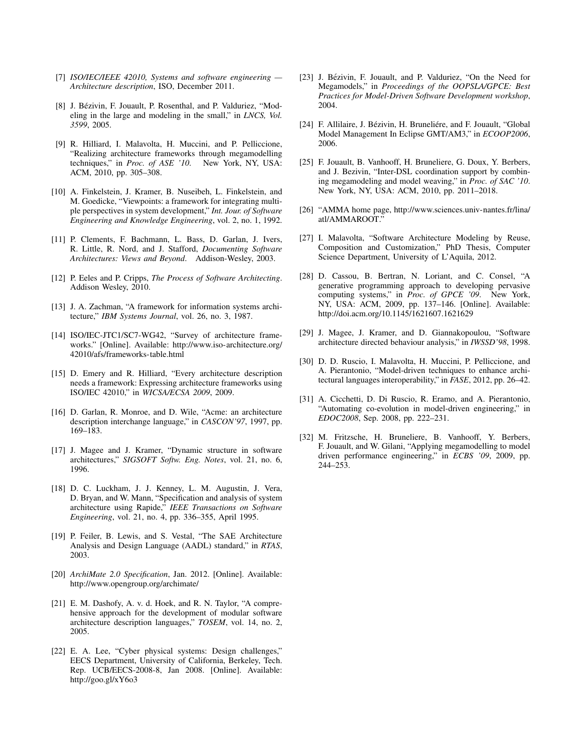[7] *ISO/IEC/IEEE 42010, Systems and software engineering — Architecture description*, ISO, December 2011.

[8] J. Bézivin, F. Jouault, P. Rosenthal, and P. Valduriez, "Modeling in the large and modeling in the small," in *LNCS, Vol. 3599*, 2005.

[9] R. Hilliard, I. Malavolta, H. Muccini, and P. Pelliccione, "Realizing architecture frameworks through megamodelling techniques," in *Proc. of ASE '10*. New York, NY, USA: ACM, 2010, pp. 305–308.

[10] A. Finkelstein, J. Kramer, B. Nuseibeh, L. Finkelstein, and M. Goedicke, "Viewpoints: a framework for integrating multiple perspectives in system development," *Int. Jour. of Software Engineering and Knowledge Engineering*, vol. 2, no. 1, 1992.

[11] P. Clements, F. Bachmann, L. Bass, D. Garlan, J. Ivers, R. Little, R. Nord, and J. Stafford, *Documenting Software Architectures: Views and Beyond*. Addison-Wesley, 2003.

[12] P. Eeles and P. Cripps, *The Process of Software Architecting*. Addison Wesley, 2010.

[13] J. A. Zachman, "A framework for information systems architecture," *IBM Systems Journal*, vol. 26, no. 3, 1987.

[14] ISO/IEC-JTC1/SC7-WG42, "Survey of architecture frameworks." [Online]. Available: http://www.iso-architecture.org/42010/afs/frameworks-table.html

[15] D. Emery and R. Hilliard, "Every architecture description needs a framework: Expressing architecture frameworks using ISO/IEC 42010," in *WICSA/ECSA 2009*, 2009.

[16] D. Garlan, R. Monroe, and D. Wile, "Acme: an architecture description interchange language," in *CASCON'97*, 1997, pp. 169–183.

[17] J. Magee and J. Kramer, "Dynamic structure in software architectures," *SIGSOFT Softw. Eng. Notes*, vol. 21, no. 6, 1996.

[18] D. C. Luckham, J. J. Kenney, L. M. Augustin, J. Vera, D. Bryan, and W. Mann, "Specification and analysis of system architecture using Rapide," *IEEE Transactions on Software Engineering*, vol. 21, no. 4, pp. 336–355, April 1995.

[19] P. Feiler, B. Lewis, and S. Vestal, "The SAE Architecture Analysis and Design Language (AADL) standard," in *RTAS*, 2003.

[20] *ArchiMate 2.0 Specification*, Jan. 2012. [Online]. Available: http://www.opengroup.org/archimate/

[21] E. M. Dashofy, A. v. d. Hoek, and R. N. Taylor, "A comprehensive approach for the development of modular software architecture description languages," *TOSEM*, vol. 14, no. 2, 2005.

[22] E. A. Lee, "Cyber physical systems: Design challenges," EECS Department, University of California, Berkeley, Tech. Rep. UCB/EECS-2008-8, Jan 2008. [Online]. Available: http://goo.gl/xY6o3

[23] J. Bézivin, F. Jouault, and P. Valduriez, "On the Need for Megamodels," in *Proceedings of the OOPSLA/GPCE: Best Practices for Model-Driven Software Development workshop*, 2004.

[24] F. Allilaire, J. Bézivin, H. Bruneliére, and F. Jouault, "Global Model Management In Eclipse GMT/AM3," in *ECOOP2006*, 2006.

[25] F. Jouault, B. Vanhooff, H. Bruneliere, G. Doux, Y. Berbers, and J. Bezivin, "Inter-DSL coordination support by combining megamodeling and model weaving," in *Proc. of SAC '10*. New York, NY, USA: ACM, 2010, pp. 2011–2018.

[26] "AMMA home page, http://www.sciences.univ-nantes.fr/lina/atl/AMMAROOT."

[27] I. Malavolta, "Software Architecture Modeling by Reuse, Composition and Customization," PhD Thesis, Computer Science Department, University of L'Aquila, 2012.

[28] D. Cassou, B. Bertran, N. Loriant, and C. Consel, "A generative programming approach to developing pervasive computing systems," in *Proc. of GPCE '09*. New York, NY, USA: ACM, 2009, pp. 137–146. [Online]. Available: http://doi.acm.org/10.1145/1621607.1621629

[29] J. Magee, J. Kramer, and D. Giannakopoulou, "Software architecture directed behaviour analysis," in *IWSSD'98*, 1998.

[30] D. D. Ruscio, I. Malavolta, H. Muccini, P. Pelliccione, and A. Pierantonio, "Model-driven techniques to enhance architectural languages interoperability," in *FASE*, 2012, pp. 26–42.

[31] A. Cicchetti, D. Di Ruscio, R. Eramo, and A. Pierantonio, "Automating co-evolution in model-driven engineering," in *EDOC2008*, Sep. 2008, pp. 222–231.

[32] M. Fritzsche, H. Bruneliere, B. Vanhooff, Y. Berbers, F. Jouault, and W. Gilani, "Applying megamodelling to model driven performance engineering," in *ECBS '09*, 2009, pp. 244–253.